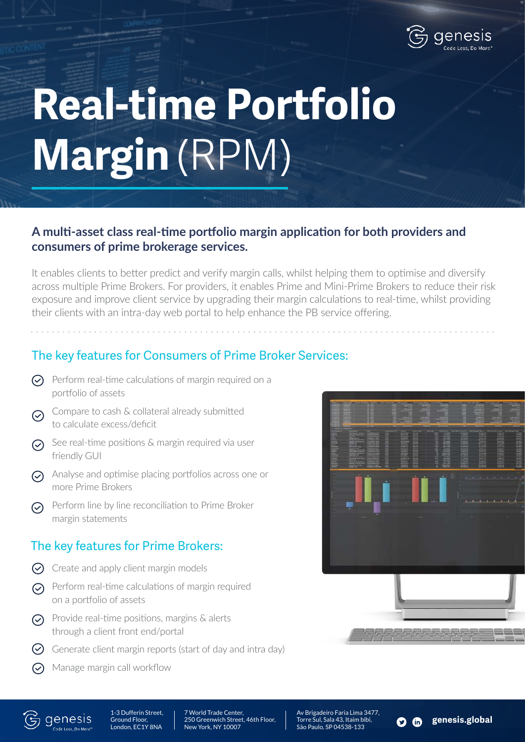# Real-time Portfolio Margin (RPM)

**A multi-asset class real-time portfolio margin application for both providers and consumers of prime brokerage services.**

It enables clients to better predict and verify margin calls, whilst helping them to optimise and diversify across multiple Prime Brokers. For providers, it enables Prime and Mini-Prime Brokers to reduce their risk exposure and improve client service by upgrading their margin calculations to real-time, whilst providing their clients with an intra-day web portal to help enhance the PB service offering.

## The key features for Consumers of Prime Broker Services:

- Perform real-time calculations of margin required on a portfolio of assets
- Compare to cash & collateral already submitted to calculate excess/deficit
- See real-time positions & margin required via user friendly GUI
- Analyse and optimise placing portfolios across one or more Prime Brokers
- Perform line by line reconciliation to Prime Broker margin statements

## The key features for Prime Brokers:

- Create and apply client margin models
- Perform real-time calculations of margin required on a portfolio of assets
- Provide real-time positions, margins & alerts through a client front end/portal
- Generate client margin reports (start of day and intra day)
- Manage margin call workflow

genesis — Code Less, Do More

1-3 Dufferin Street, Ground Floor, London, EC1Y 8NA

7 World Trade Center, 250 Greenwich Street, 46th Floor, New York, NY 10007

Av Brigadeiro Faria Lima 3477, Torre Sul, Sala 43, Itaim bibi, São Paulo, SP 04538-133

genesis.global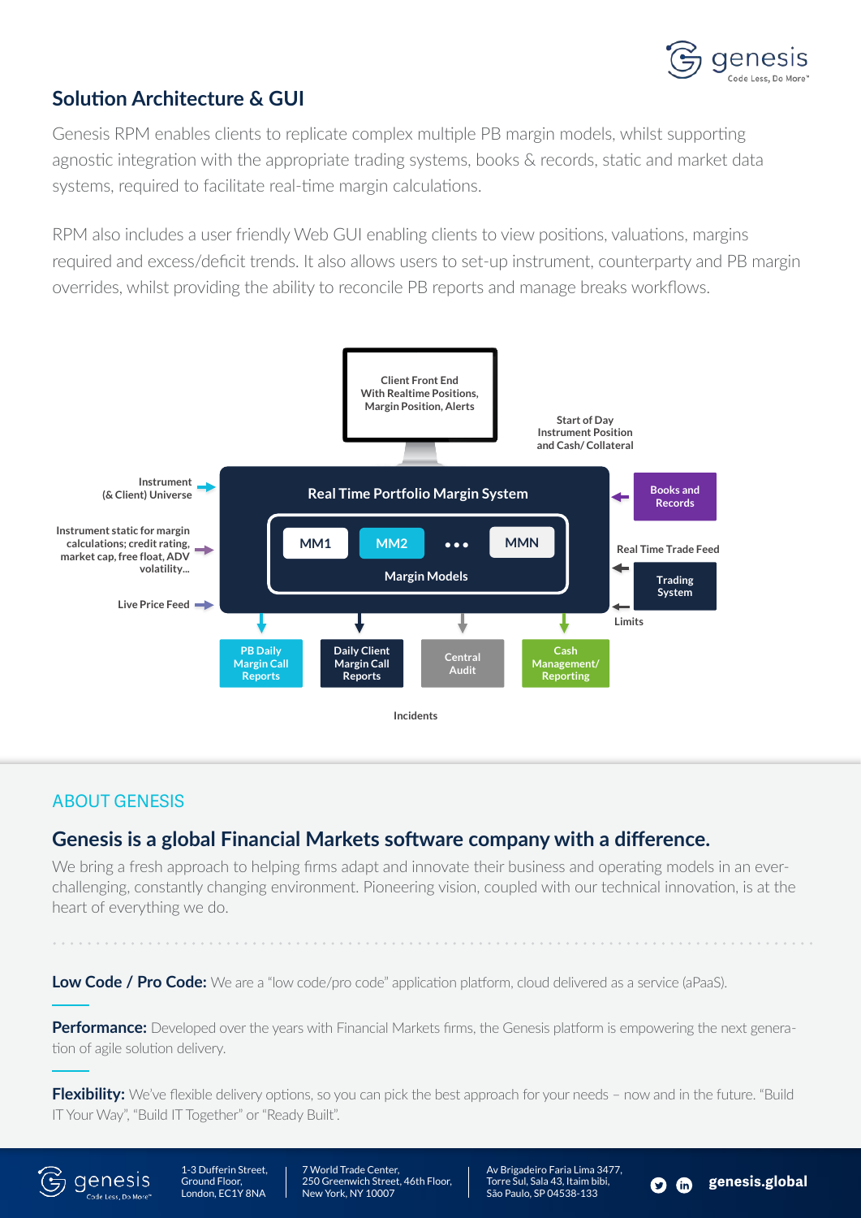## Solution Architecture & GUI

Genesis RPM enables clients to replicate complex multiple PB margin models, whilst supporting agnostic integration with the appropriate trading systems, books & records, static and market data systems, required to facilitate real-time margin calculations.

RPM also includes a user friendly Web GUI enabling clients to view positions, valuations, margins required and excess/deficit trends. It also allows users to set-up instrument, counterparty and PB margin overrides, whilst providing the ability to reconcile PB reports and manage breaks workflows.

Client Front End With Realtime Positions, Margin Position, Alerts

Start of Day Instrument Position and Cash/ Collateral

Instrument (& Client) Universe

Instrument static for margin calculations; credit rating, market cap, free float, ADV volatility...

Live Price Feed

Real Time Portfolio Margin System

MM1

MM2

•••

MMN

Margin Models

Books and Records

Real Time Trade Feed

Trading System

Limits

PB Daily Margin Call Reports

Daily Client Margin Call Reports

Central Audit

Cash Management/ Reporting

Incidents

### ABOUT GENESIS

## Genesis is a global Financial Markets software company with a difference.

We bring a fresh approach to helping firms adapt and innovate their business and operating models in an ever-challenging, constantly changing environment. Pioneering vision, coupled with our technical innovation, is at the heart of everything we do.

**Low Code / Pro Code:** We are a "low code/pro code" application platform, cloud delivered as a service (aPaaS).

**Performance:** Developed over the years with Financial Markets firms, the Genesis platform is empowering the next generation of agile solution delivery.

**Flexibility:** We've flexible delivery options, so you can pick the best approach for your needs – now and in the future. "Build IT Your Way", "Build IT Together" or "Ready Built".

1-3 Dufferin Street, Ground Floor, London, EC1Y 8NA

7 World Trade Center, 250 Greenwich Street, 46th Floor, New York, NY 10007

Av Brigadeiro Faria Lima 3477, Torre Sul, Sala 43, Itaim bibi, São Paulo, SP 04538-133

genesis.global